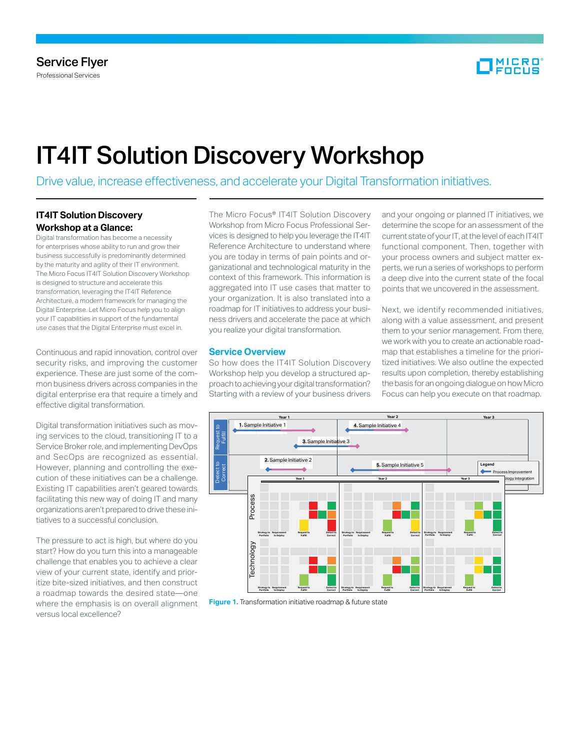Service Flyer
Professional Services

# IT4IT Solution Discovery Workshop

Drive value, increase effectiveness, and accelerate your Digital Transformation initiatives.

### IT4IT Solution Discovery Workshop at a Glance:

Digital transformation has become a necessity for enterprises whose ability to run and grow their business successfully is predominantly determined by the maturity and agility of their IT environment. The Micro Focus IT4IT Solution Discovery Workshop is designed to structure and accelerate this transformation, leveraging the IT4IT Reference Architecture, a modern framework for managing the Digital Enterprise. Let Micro Focus help you to align your IT capabilities in support of the fundamental use cases that the Digital Enterprise must excel in.

Continuous and rapid innovation, control over security risks, and improving the customer experience. These are just some of the common business drivers across companies in the digital enterprise era that require a timely and effective digital transformation.

Digital transformation initiatives such as moving services to the cloud, transitioning IT to a Service Broker role, and implementing DevOps and SecOps are recognized as essential. However, planning and controlling the execution of these initiatives can be a challenge. Existing IT capabilities aren't geared towards facilitating this new way of doing IT and many organizations aren't prepared to drive these initiatives to a successful conclusion.

The pressure to act is high, but where do you start? How do you turn this into a manageable challenge that enables you to achieve a clear view of your current state, identify and prioritize bite-sized initiatives, and then construct a roadmap towards the desired state—one where the emphasis is on overall alignment versus local excellence?

The Micro Focus® IT4IT Solution Discovery Workshop from Micro Focus Professional Services is designed to help you leverage the IT4IT Reference Architecture to understand where you are today in terms of pain points and organizational and technological maturity in the context of this framework. This information is aggregated into IT use cases that matter to your organization. It is also translated into a roadmap for IT initiatives to address your business drivers and accelerate the pace at which you realize your digital transformation.

## Service Overview

So how does the IT4IT Solution Discovery Workshop help you develop a structured approach to achieving your digital transformation? Starting with a review of your business drivers and your ongoing or planned IT initiatives, we determine the scope for an assessment of the current state of your IT, at the level of each IT4IT functional component. Then, together with your process owners and subject matter experts, we run a series of workshops to perform a deep dive into the current state of the focal points that we uncovered in the assessment.

Next, we identify recommended initiatives, along with a value assessment, and present them to your senior management. From there, we work with you to create an actionable roadmap that establishes a timeline for the prioritized initiatives. We also outline the expected results upon completion, thereby establishing the basis for an ongoing dialogue on how Micro Focus can help you execute on that roadmap.

Year 1
Year 2
Year 3
Request to Fulfill
Detect to Correct
1. Sample Initiative 1
2. Sample Initiative 2
3. Sample Initiative 3
4. Sample Initiative 4
5. Sample Initiative 5
Legend
Process Improvement
Technology Integration
Process
Technology
Strategy to Portfolio
Requirement to Deploy
Request to Fulfill
Detect to Correct

**Figure 1.** Transformation initiative roadmap & future state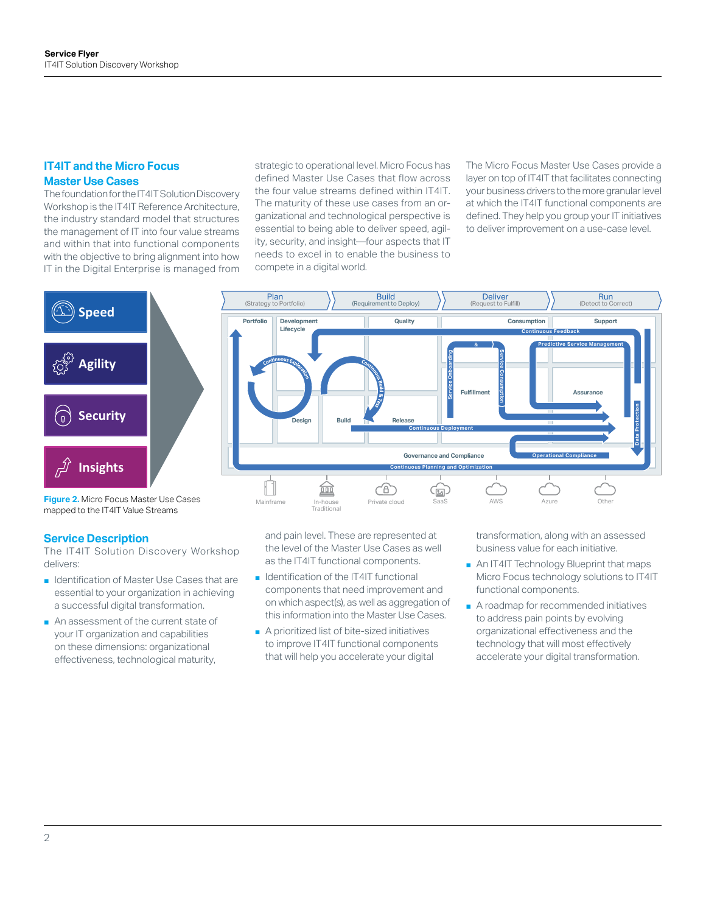## IT4IT and the Micro Focus Master Use Cases

The foundation for the IT4IT Solution Discovery Workshop is the IT4IT Reference Architecture, the industry standard model that structures the management of IT into four value streams and within that into functional components with the objective to bring alignment into how IT in the Digital Enterprise is managed from strategic to operational level. Micro Focus has defined Master Use Cases that flow across the four value streams defined within IT4IT. The maturity of these use cases from an organizational and technological perspective is essential to being able to deliver speed, agility, security, and insight—four aspects that IT needs to excel in to enable the business to compete in a digital world.

The Micro Focus Master Use Cases provide a layer on top of IT4IT that facilitates connecting your business drivers to the more granular level at which the IT4IT functional components are defined. They help you group your IT initiatives to deliver improvement on a use-case level.

Speed
Agility
Security
Insights

Plan (Strategy to Portfolio)
Build (Requirement to Deploy)
Deliver (Request to Fulfill)
Run (Detect to Correct)

Portfolio
Development Lifecycle
Quality
Consumption
Support
Continuous Feedback
Predictive Service Management
Continuous Exploration
Continuous Build & Test
Service Onboarding
Service Consumption
Fulfillment
Assurance
Design
Build
Release
Continuous Deployment
Data Protection
Governance and Compliance
Operational Compliance
Continuous Planning and Optimization

Mainframe
In-house Traditional
Private cloud
SaaS
AWS
Azure
Other

**Figure 2.** Micro Focus Master Use Cases mapped to the IT4IT Value Streams

## Service Description

The IT4IT Solution Discovery Workshop delivers:

- Identification of Master Use Cases that are essential to your organization in achieving a successful digital transformation.
- An assessment of the current state of your IT organization and capabilities on these dimensions: organizational effectiveness, technological maturity, and pain level. These are represented at the level of the Master Use Cases as well as the IT4IT functional components.
- Identification of the IT4IT functional components that need improvement and on which aspect(s), as well as aggregation of this information into the Master Use Cases.
- A prioritized list of bite-sized initiatives to improve IT4IT functional components that will help you accelerate your digital transformation, along with an assessed business value for each initiative.
- An IT4IT Technology Blueprint that maps Micro Focus technology solutions to IT4IT functional components.
- A roadmap for recommended initiatives to address pain points by evolving organizational effectiveness and the technology that will most effectively accelerate your digital transformation.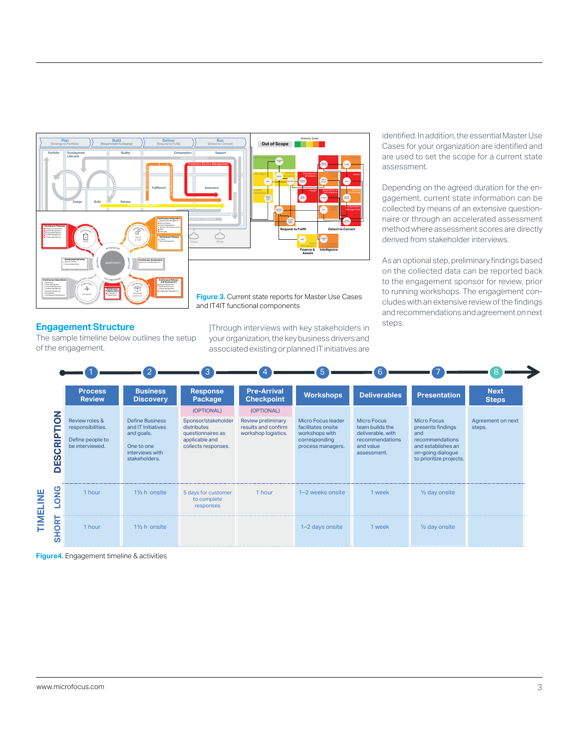Figure 3. Current state reports for Master Use Cases and IT4IT functional components

## Engagement Structure

The sample timeline below outlines the setup of the engagement.

]Through interviews with key stakeholders in your organization, the key business drivers and associated existing or planned IT initiatives are identified. In addition, the essential Master Use Cases for your organization are identified and are used to set the scope for a current state assessment.

Depending on the agreed duration for the engagement, current state information can be collected by means of an extensive questionnaire or through an accelerated assessment method where assessment scores are directly derived from stakeholder interviews.

As an optional step, preliminary findings based on the collected data can be reported back to the engagement sponsor for review, prior to running workshops. The engagement concludes with an extensive review of the findings and recommendations and agreement on next steps.

| | 1 | 2 | 3 | 4 | 5 | 6 | 7 | 8 |
|---|---|---|---|---|---|---|---|---|
| | Process Review | Business Discovery | Response Package | Pre-Arrival Checkpoint | Workshops | Deliverables | Presentation | Next Steps |
| DESCRIPTION | Review roles & responsibilities. Define people to be interviewed. | Define Business and IT Initiatives and goals. One to one interviews with stakeholders. | (OPTIONAL) Sponsor/stakeholder distributes questionnaires as applicable and collects responses. | (OPTIONAL) Review preliminary results and confirm workshop logistics. | Micro Focus leader facilitates onsite workshops with corresponding process managers. | Micro Focus team builds the deliverable, with recommendations and value assessment. | Micro Focus presents findings and recommendations and establishes an on-going dialogue to prioritize projects. | Agreement on next steps. |
| TIMELINE – LONG | 1 hour | 1½ h onsite | 5 days for customer to complete responses | 1 hour | 1–2 weeks onsite | 1 week | ½ day onsite | |
| TIMELINE – SHORT | 1 hour | 1½ h onsite | | | 1–2 days onsite | 1 week | ½ day onsite | |

Figure4. Engagement timeline & activities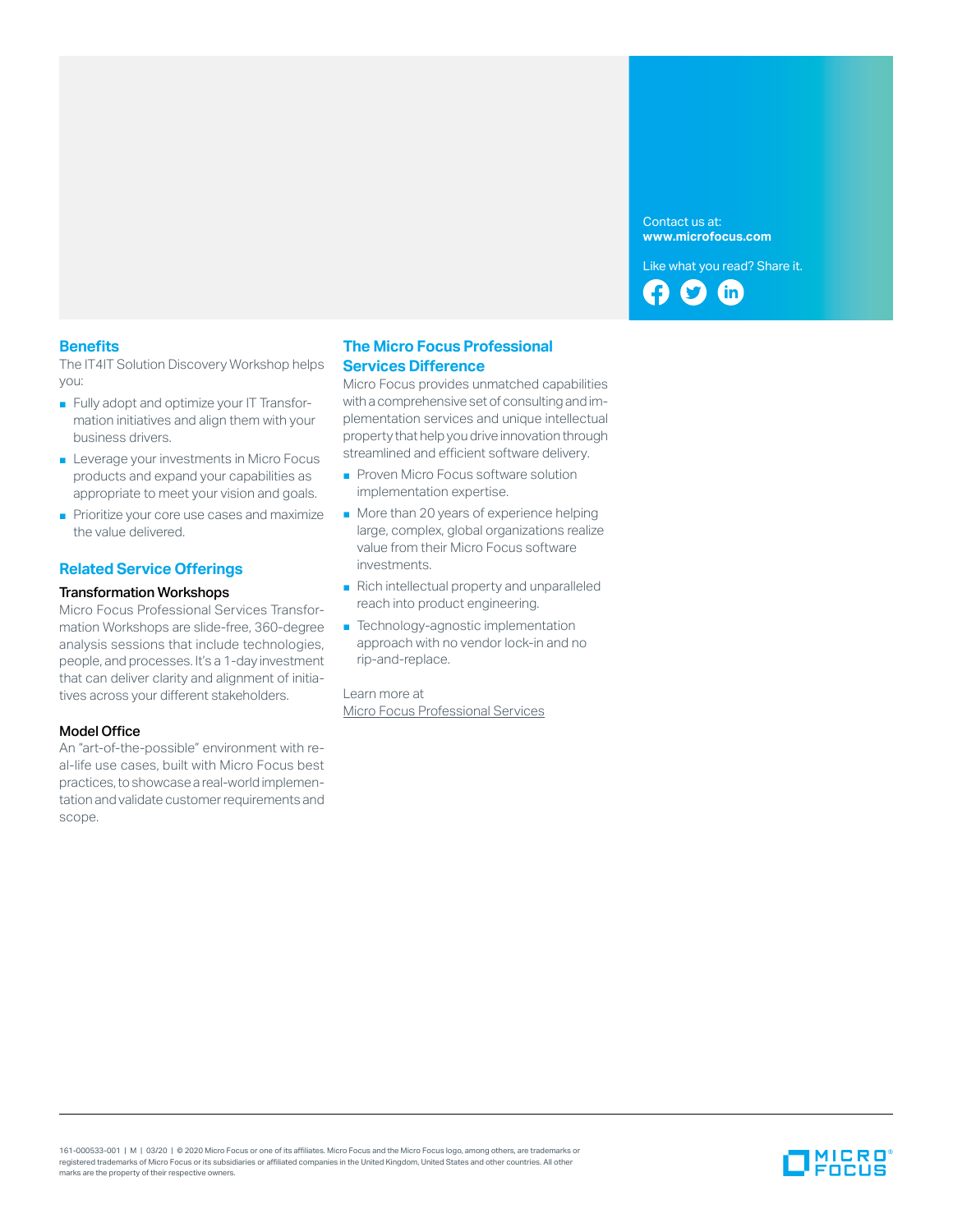Contact us at:
**www.microfocus.com**

Like what you read? Share it.

## Benefits

The IT4IT Solution Discovery Workshop helps you:

- Fully adopt and optimize your IT Transformation initiatives and align them with your business drivers.
- Leverage your investments in Micro Focus products and expand your capabilities as appropriate to meet your vision and goals.
- Prioritize your core use cases and maximize the value delivered.

## Related Service Offerings

### Transformation Workshops

Micro Focus Professional Services Transformation Workshops are slide-free, 360-degree analysis sessions that include technologies, people, and processes. It's a 1-day investment that can deliver clarity and alignment of initiatives across your different stakeholders.

### Model Office

An "art-of-the-possible" environment with real-life use cases, built with Micro Focus best practices, to showcase a real-world implementation and validate customer requirements and scope.

## The Micro Focus Professional Services Difference

Micro Focus provides unmatched capabilities with a comprehensive set of consulting and implementation services and unique intellectual property that help you drive innovation through streamlined and efficient software delivery.

- Proven Micro Focus software solution implementation expertise.
- More than 20 years of experience helping large, complex, global organizations realize value from their Micro Focus software investments.
- Rich intellectual property and unparalleled reach into product engineering.
- Technology-agnostic implementation approach with no vendor lock-in and no rip-and-replace.

Learn more at
Micro Focus Professional Services

161-000533-001 | M | 03/20 | © 2020 Micro Focus or one of its affiliates. Micro Focus and the Micro Focus logo, among others, are trademarks or registered trademarks of Micro Focus or its subsidiaries or affiliated companies in the United Kingdom, United States and other countries. All other marks are the property of their respective owners.